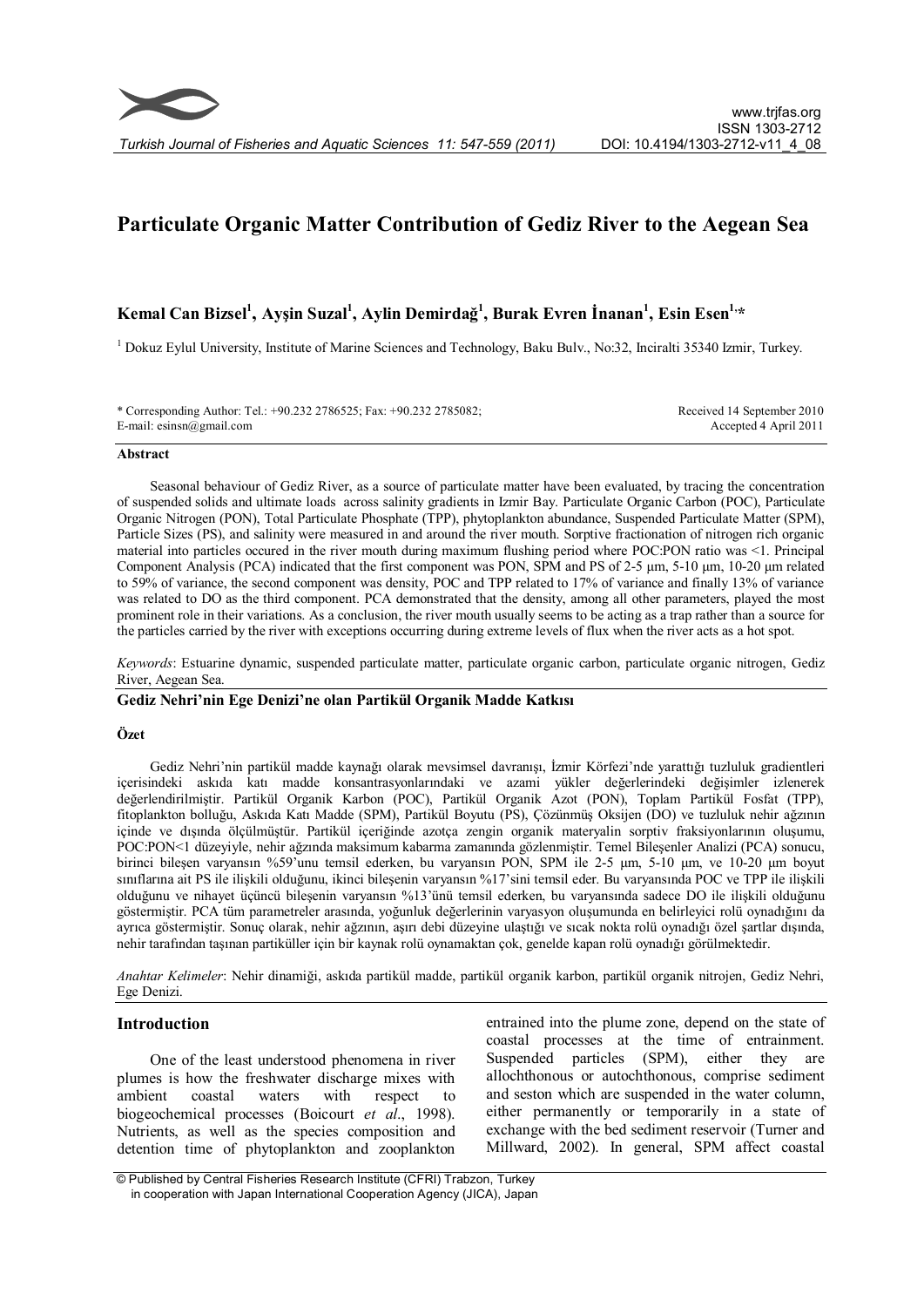# Particulate Organic Matter Contribution of Gediz River to the Aegean Sea

**Kemal Can Bizsel[1], Ayşin Suzal[1], Aylin Demirdağ[1], Burak Evren İnanan[1], Esin Esen[1,*]**

[1] Dokuz Eylul University, Institute of Marine Sciences and Technology, Baku Bulv., No:32, Inciralti 35340 Izmir, Turkey.

\* Corresponding Author: Tel.: +90.232 2786525; Fax: +90.232 2785082;
E-mail: esinsn@gmail.com

Received 14 September 2010
Accepted 4 April 2011

## Abstract

Seasonal behaviour of Gediz River, as a source of particulate matter have been evaluated, by tracing the concentration of suspended solids and ultimate loads across salinity gradients in Izmir Bay. Particulate Organic Carbon (POC), Particulate Organic Nitrogen (PON), Total Particulate Phosphate (TPP), phytoplankton abundance, Suspended Particulate Matter (SPM), Particle Sizes (PS), and salinity were measured in and around the river mouth. Sorptive fractionation of nitrogen rich organic material into particles occured in the river mouth during maximum flushing period where POC:PON ratio was <1. Principal Component Analysis (PCA) indicated that the first component was PON, SPM and PS of 2-5 µm, 5-10 µm, 10-20 µm related to 59% of variance, the second component was density, POC and TPP related to 17% of variance and finally 13% of variance was related to DO as the third component. PCA demonstrated that the density, among all other parameters, played the most prominent role in their variations. As a conclusion, the river mouth usually seems to be acting as a trap rather than a source for the particles carried by the river with exceptions occurring during extreme levels of flux when the river acts as a hot spot.

*Keywords*: Estuarine dynamic, suspended particulate matter, particulate organic carbon, particulate organic nitrogen, Gediz River, Aegean Sea.

## Gediz Nehri'nin Ege Denizi'ne olan Partikül Organik Madde Katkısı

### Özet

Gediz Nehri'nin partikül madde kaynağı olarak mevsimsel davranışı, İzmir Körfezi'nde yarattığı tuzluluk gradientleri içerisindeki askıda katı madde konsantrasyonlarındaki ve azami yükler değerlerindeki değişimler izlenerek değerlendirilmiştir. Partikül Organik Karbon (POC), Partikül Organik Azot (PON), Toplam Partikül Fosfat (TPP), fitoplankton bolluğu, Askıda Katı Madde (SPM), Partikül Boyutu (PS), Çözünmüş Oksijen (DO) ve tuzluluk nehir ağzının içinde ve dışında ölçülmüştür. Partikül içeriğinde azotça zengin organik materyalin sorptiv fraksiyonlarının oluşumu, POC:PON<1 düzeyiyle, nehir ağzında maksimum kabarma zamanında gözlenmiştir. Temel Bileşenler Analizi (PCA) sonucu, birinci bileşen varyansın %59'unu temsil ederken, bu varyansın PON, SPM ile 2-5 µm, 5-10 µm, ve 10-20 µm boyut sınıflarına ait PS ile ilişkili olduğunu, ikinci bileşenin varyansın %17'sini temsil eder. Bu varyansında POC ve TPP ile ilişkili olduğunu ve nihayet üçüncü bileşenin varyansın %13'ünü temsil ederken, bu varyansında sadece DO ile ilişkili olduğunu göstermiştir. PCA tüm parametreler arasında, yoğunluk değerlerinin varyasyon oluşumunda en belirleyici rolü oynadığını da ayrıca göstermiştir. Sonuç olarak, nehir ağzının, aşırı debi düzeyine ulaştığı ve sıcak nokta rolü oynadığı özel şartlar dışında, nehir tarafından taşınan partiküller için bir kaynak rolü oynamaktan çok, genelde kapan rolü oynadığı görülmektedir.

*Anahtar Kelimeler*: Nehir dinamiği, askıda partikül madde, partikül organik karbon, partikül organik nitrojen, Gediz Nehri, Ege Denizi.

## Introduction

One of the least understood phenomena in river plumes is how the freshwater discharge mixes with ambient coastal waters with respect to biogeochemical processes (Boicourt *et al*., 1998). Nutrients, as well as the species composition and detention time of phytoplankton and zooplankton entrained into the plume zone, depend on the state of coastal processes at the time of entrainment. Suspended particles (SPM), either they are allochthonous or autochthonous, comprise sediment and seston which are suspended in the water column, either permanently or temporarily in a state of exchange with the bed sediment reservoir (Turner and Millward, 2002). In general, SPM affect coastal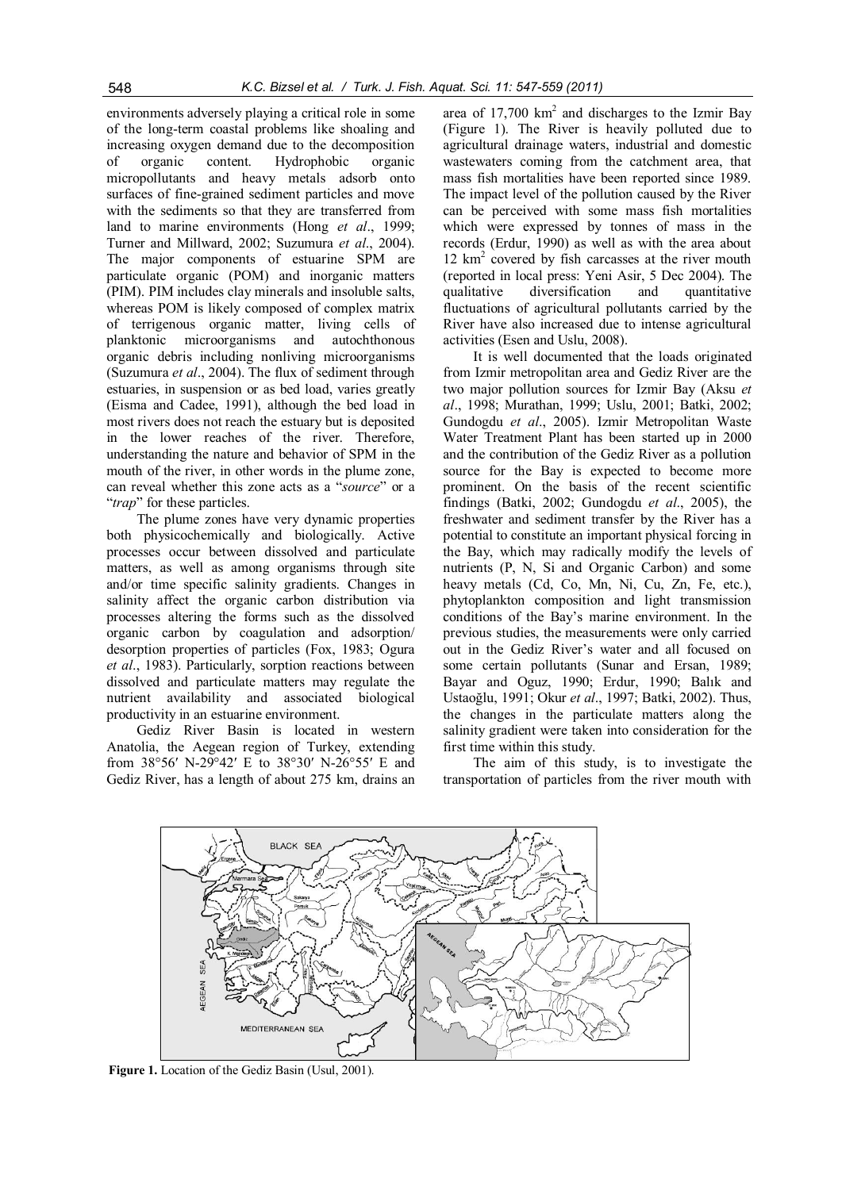environments adversely playing a critical role in some of the long-term coastal problems like shoaling and increasing oxygen demand due to the decomposition of organic content. Hydrophobic organic micropollutants and heavy metals adsorb onto surfaces of fine-grained sediment particles and move with the sediments so that they are transferred from land to marine environments (Hong *et al*., 1999; Turner and Millward, 2002; Suzumura *et al*., 2004). The major components of estuarine SPM are particulate organic (POM) and inorganic matters (PIM). PIM includes clay minerals and insoluble salts, whereas POM is likely composed of complex matrix of terrigenous organic matter, living cells of planktonic microorganisms and autochthonous organic debris including nonliving microorganisms (Suzumura *et al*., 2004). The flux of sediment through estuaries, in suspension or as bed load, varies greatly (Eisma and Cadee, 1991), although the bed load in most rivers does not reach the estuary but is deposited in the lower reaches of the river. Therefore, understanding the nature and behavior of SPM in the mouth of the river, in other words in the plume zone, can reveal whether this zone acts as a "*source*" or a "*trap*" for these particles.

The plume zones have very dynamic properties both physicochemically and biologically. Active processes occur between dissolved and particulate matters, as well as among organisms through site and/or time specific salinity gradients. Changes in salinity affect the organic carbon distribution via processes altering the forms such as the dissolved organic carbon by coagulation and adsorption/desorption properties of particles (Fox, 1983; Ogura *et al*., 1983). Particularly, sorption reactions between dissolved and particulate matters may regulate the nutrient availability and associated biological productivity in an estuarine environment.

Gediz River Basin is located in western Anatolia, the Aegean region of Turkey, extending from 38°56′ N-29°42′ E to 38°30′ N-26°55′ E and Gediz River, has a length of about 275 km, drains an area of 17,700 km$^2$ and discharges to the Izmir Bay (Figure 1). The River is heavily polluted due to agricultural drainage waters, industrial and domestic wastewaters coming from the catchment area, that mass fish mortalities have been reported since 1989. The impact level of the pollution caused by the River can be perceived with some mass fish mortalities which were expressed by tonnes of mass in the records (Erdur, 1990) as well as with the area about 12 km$^2$ covered by fish carcasses at the river mouth (reported in local press: Yeni Asir, 5 Dec 2004). The qualitative diversification and quantitative fluctuations of agricultural pollutants carried by the River have also increased due to intense agricultural activities (Esen and Uslu, 2008).

It is well documented that the loads originated from Izmir metropolitan area and Gediz River are the two major pollution sources for Izmir Bay (Aksu *et al*., 1998; Murathan, 1999; Uslu, 2001; Batki, 2002; Gundogdu *et al*., 2005). Izmir Metropolitan Waste Water Treatment Plant has been started up in 2000 and the contribution of the Gediz River as a pollution source for the Bay is expected to become more prominent. On the basis of the recent scientific findings (Batki, 2002; Gundogdu *et al*., 2005), the freshwater and sediment transfer by the River has a potential to constitute an important physical forcing in the Bay, which may radically modify the levels of nutrients (P, N, Si and Organic Carbon) and some heavy metals (Cd, Co, Mn, Ni, Cu, Zn, Fe, etc.), phytoplankton composition and light transmission conditions of the Bay's marine environment. In the previous studies, the measurements were only carried out in the Gediz River's water and all focused on some certain pollutants (Sunar and Ersan, 1989; Bayar and Oguz, 1990; Erdur, 1990; Balık and Ustaoğlu, 1991; Okur *et al*., 1997; Batki, 2002). Thus, the changes in the particulate matters along the salinity gradient were taken into consideration for the first time within this study.

The aim of this study, is to investigate the transportation of particles from the river mouth with

**Figure 1.** Location of the Gediz Basin (Usul, 2001).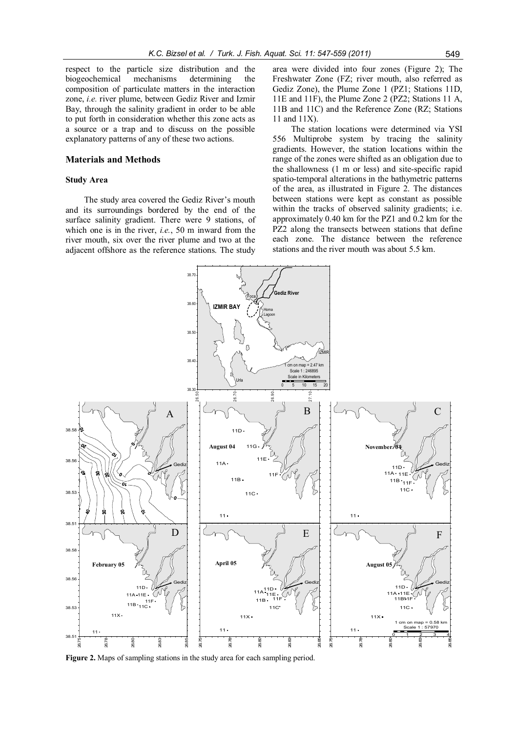respect to the particle size distribution and the biogeochemical mechanisms determining the composition of particulate matters in the interaction zone, *i.e.* river plume, between Gediz River and Izmir Bay, through the salinity gradient in order to be able to put forth in consideration whether this zone acts as a source or a trap and to discuss on the possible explanatory patterns of any of these two actions.

## Materials and Methods

### Study Area

The study area covered the Gediz River's mouth and its surroundings bordered by the end of the surface salinity gradient. There were 9 stations, of which one is in the river, *i.e.*, 50 m inward from the river mouth, six over the river plume and two at the adjacent offshore as the reference stations. The study area were divided into four zones (Figure 2); The Freshwater Zone (FZ; river mouth, also referred as Gediz Zone), the Plume Zone 1 (PZ1; Stations 11D, 11E and 11F), the Plume Zone 2 (PZ2; Stations 11 A, 11B and 11C) and the Reference Zone (RZ; Stations 11 and 11X).

The station locations were determined via YSI 556 Multiprobe system by tracing the salinity gradients. However, the station locations within the range of the zones were shifted as an obligation due to the shallowness (1 m or less) and site-specific rapid spatio-temporal alterations in the bathymetric patterns of the area, as illustrated in Figure 2. The distances between stations were kept as constant as possible within the tracks of observed salinity gradients; i.e. approximately 0.40 km for the PZ1 and 0.2 km for the PZ2 along the transects between stations that define each zone. The distance between the reference stations and the river mouth was about 5.5 km.

**Figure 2.** Maps of sampling stations in the study area for each sampling period.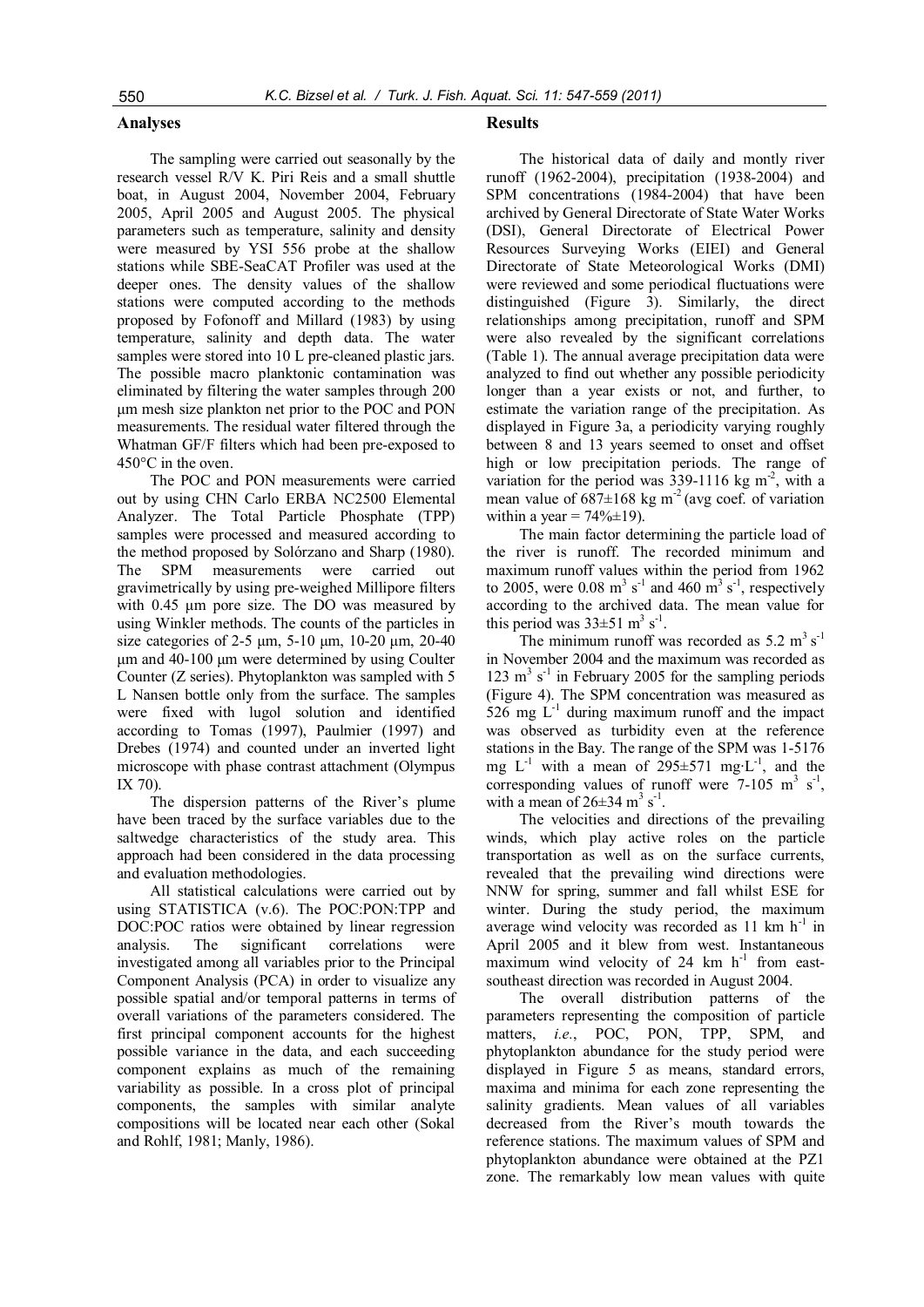## Analyses

The sampling were carried out seasonally by the research vessel R/V K. Piri Reis and a small shuttle boat, in August 2004, November 2004, February 2005, April 2005 and August 2005. The physical parameters such as temperature, salinity and density were measured by YSI 556 probe at the shallow stations while SBE-SeaCAT Profiler was used at the deeper ones. The density values of the shallow stations were computed according to the methods proposed by Fofonoff and Millard (1983) by using temperature, salinity and depth data. The water samples were stored into 10 L pre-cleaned plastic jars. The possible macro planktonic contamination was eliminated by filtering the water samples through 200 µm mesh size plankton net prior to the POC and PON measurements. The residual water filtered through the Whatman GF/F filters which had been pre-exposed to 450°C in the oven.

The POC and PON measurements were carried out by using CHN Carlo ERBA NC2500 Elemental Analyzer. The Total Particle Phosphate (TPP) samples were processed and measured according to the method proposed by Solórzano and Sharp (1980). The SPM measurements were carried out gravimetrically by using pre-weighed Millipore filters with 0.45 µm pore size. The DO was measured by using Winkler methods. The counts of the particles in size categories of 2-5 µm, 5-10 µm, 10-20 µm, 20-40 µm and 40-100 µm were determined by using Coulter Counter (Z series). Phytoplankton was sampled with 5 L Nansen bottle only from the surface. The samples were fixed with lugol solution and identified according to Tomas (1997), Paulmier (1997) and Drebes (1974) and counted under an inverted light microscope with phase contrast attachment (Olympus IX 70).

The dispersion patterns of the River's plume have been traced by the surface variables due to the saltwedge characteristics of the study area. This approach had been considered in the data processing and evaluation methodologies.

All statistical calculations were carried out by using STATISTICA (v.6). The POC:PON:TPP and DOC:POC ratios were obtained by linear regression analysis. The significant correlations were investigated among all variables prior to the Principal Component Analysis (PCA) in order to visualize any possible spatial and/or temporal patterns in terms of overall variations of the parameters considered. The first principal component accounts for the highest possible variance in the data, and each succeeding component explains as much of the remaining variability as possible. In a cross plot of principal components, the samples with similar analyte compositions will be located near each other (Sokal and Rohlf, 1981; Manly, 1986).

## Results

The historical data of daily and montly river runoff (1962-2004), precipitation (1938-2004) and SPM concentrations (1984-2004) that have been archived by General Directorate of State Water Works (DSI), General Directorate of Electrical Power Resources Surveying Works (EIEI) and General Directorate of State Meteorological Works (DMI) were reviewed and some periodical fluctuations were distinguished (Figure 3). Similarly, the direct relationships among precipitation, runoff and SPM were also revealed by the significant correlations (Table 1). The annual average precipitation data were analyzed to find out whether any possible periodicity longer than a year exists or not, and further, to estimate the variation range of the precipitation. As displayed in Figure 3a, a periodicity varying roughly between 8 and 13 years seemed to onset and offset high or low precipitation periods. The range of variation for the period was 339-1116 kg $m^{-2}$, with a mean value of 687±168 kg $m^{-2}$ (avg coef. of variation within a year = 74%±19).

The main factor determining the particle load of the river is runoff. The recorded minimum and maximum runoff values within the period from 1962 to 2005, were 0.08 $m^3$ $s^{-1}$ and 460 $m^3$ $s^{-1}$, respectively according to the archived data. The mean value for this period was 33±51 $m^3$ $s^{-1}$.

The minimum runoff was recorded as 5.2 $m^3$ $s^{-1}$ in November 2004 and the maximum was recorded as 123 $m^3$ $s^{-1}$ in February 2005 for the sampling periods (Figure 4). The SPM concentration was measured as 526 mg $L^{-1}$ during maximum runoff and the impact was observed as turbidity even at the reference stations in the Bay. The range of the SPM was 1-5176 mg $L^{-1}$ with a mean of 295±571 mg·$L^{-1}$, and the corresponding values of runoff were 7-105 $m^3$ $s^{-1}$, with a mean of 26±34 $m^3$ $s^{-1}$.

The velocities and directions of the prevailing winds, which play active roles on the particle transportation as well as on the surface currents, revealed that the prevailing wind directions were NNW for spring, summer and fall whilst ESE for winter. During the study period, the maximum average wind velocity was recorded as 11 km $h^{-1}$ in April 2005 and it blew from west. Instantaneous maximum wind velocity of 24 km $h^{-1}$ from east-southeast direction was recorded in August 2004.

The overall distribution patterns of the parameters representing the composition of particle matters, *i.e.*, POC, PON, TPP, SPM, and phytoplankton abundance for the study period were displayed in Figure 5 as means, standard errors, maxima and minima for each zone representing the salinity gradients. Mean values of all variables decreased from the River's mouth towards the reference stations. The maximum values of SPM and phytoplankton abundance were obtained at the PZ1 zone. The remarkably low mean values with quite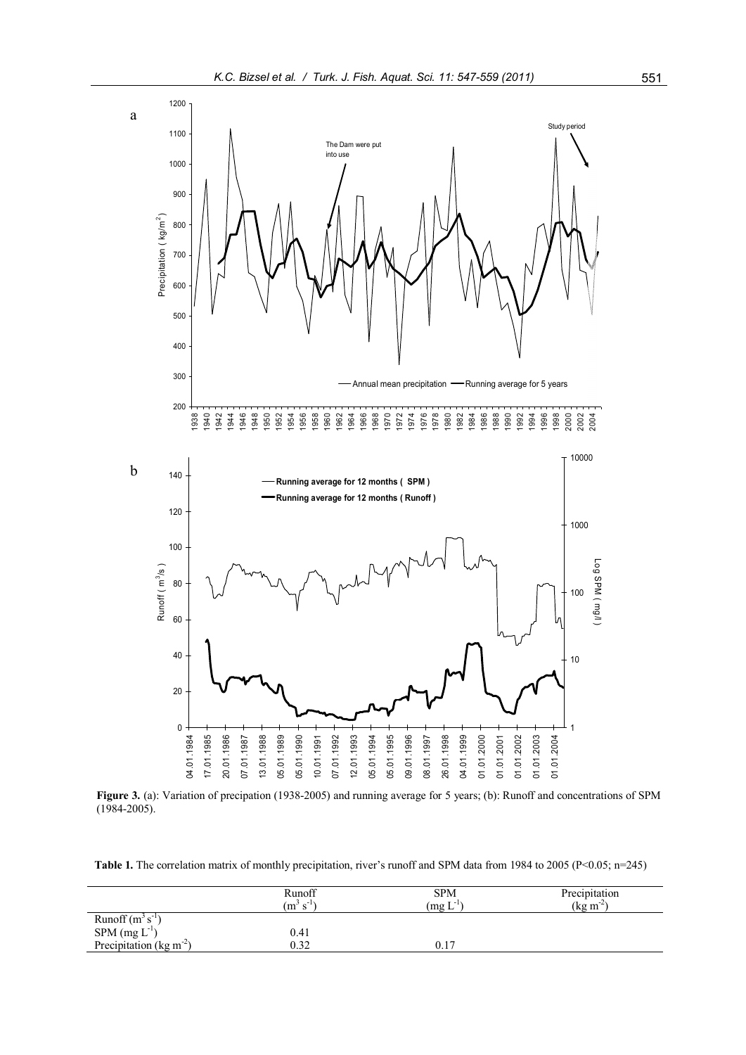**Figure 3.** (a): Variation of precipation (1938-2005) and running average for 5 years; (b): Runoff and concentrations of SPM (1984-2005).

**Table 1.** The correlation matrix of monthly precipitation, river's runoff and SPM data from 1984 to 2005 (P<0.05; n=245)

| | Runoff ($m^3\ s^{-1}$) | SPM ($mg\ L^{-1}$) | Precipitation ($kg\ m^{-2}$) |
|---|---|---|---|
| Runoff ($m^3\ s^{-1}$) | | | |
| SPM ($mg\ L^{-1}$) | 0.41 | | |
| Precipitation ($kg\ m^{-2}$) | 0.32 | 0.17 | |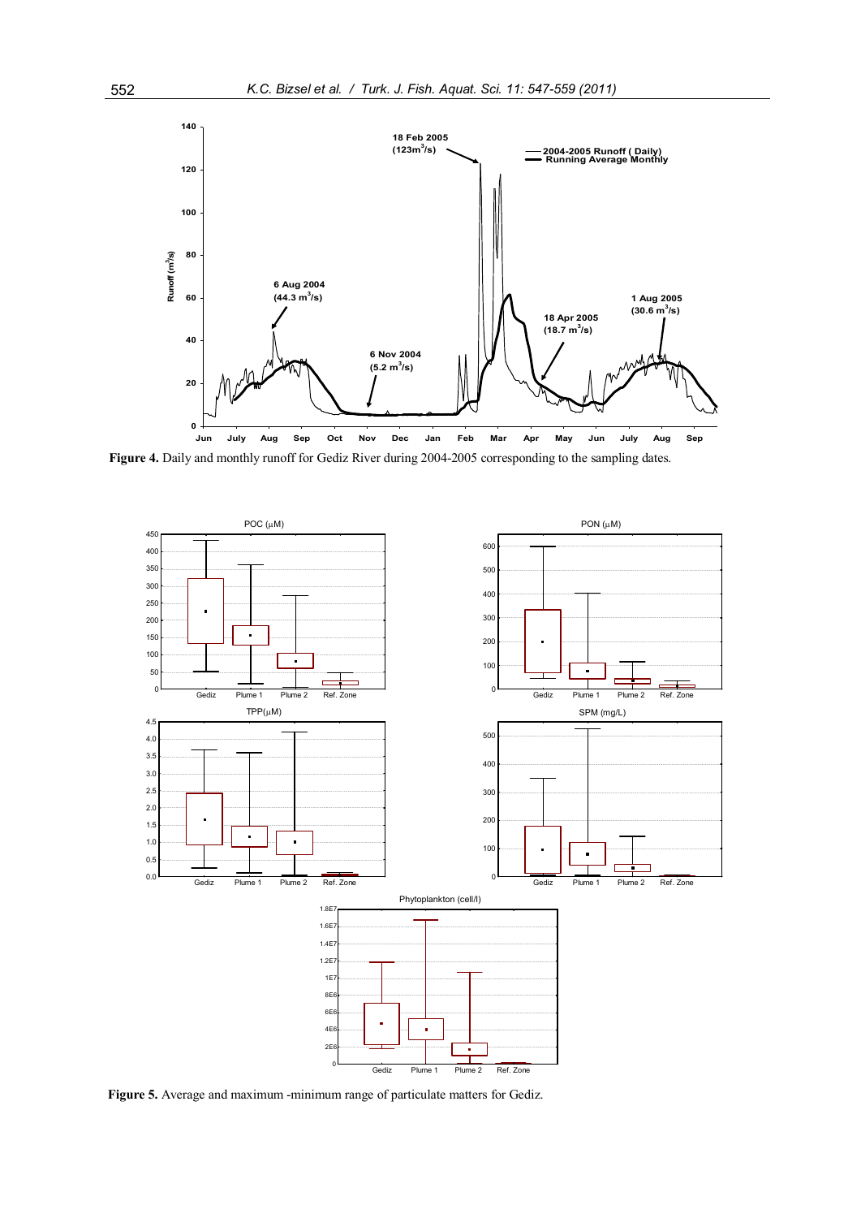**Figure 4.** Daily and monthly runoff for Gediz River during 2004-2005 corresponding to the sampling dates.

**Figure 5.** Average and maximum -minimum range of particulate matters for Gediz.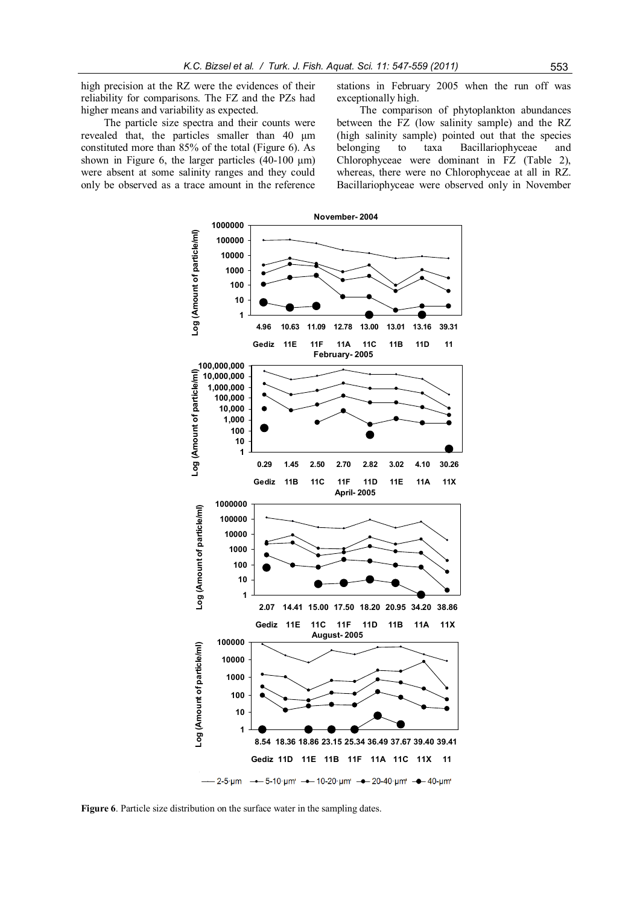high precision at the RZ were the evidences of their reliability for comparisons. The FZ and the PZs had higher means and variability as expected.

The particle size spectra and their counts were revealed that, the particles smaller than 40 µm constituted more than 85% of the total (Figure 6). As shown in Figure 6, the larger particles (40-100 µm) were absent at some salinity ranges and they could only be observed as a trace amount in the reference stations in February 2005 when the run off was exceptionally high.

The comparison of phytoplankton abundances between the FZ (low salinity sample) and the RZ (high salinity sample) pointed out that the species belonging to taxa Bacillariophyceae and Chlorophyceae were dominant in FZ (Table 2), whereas, there were no Chlorophyceae at all in RZ. Bacillariophyceae were observed only in November

**Figure 6**. Particle size distribution on the surface water in the sampling dates.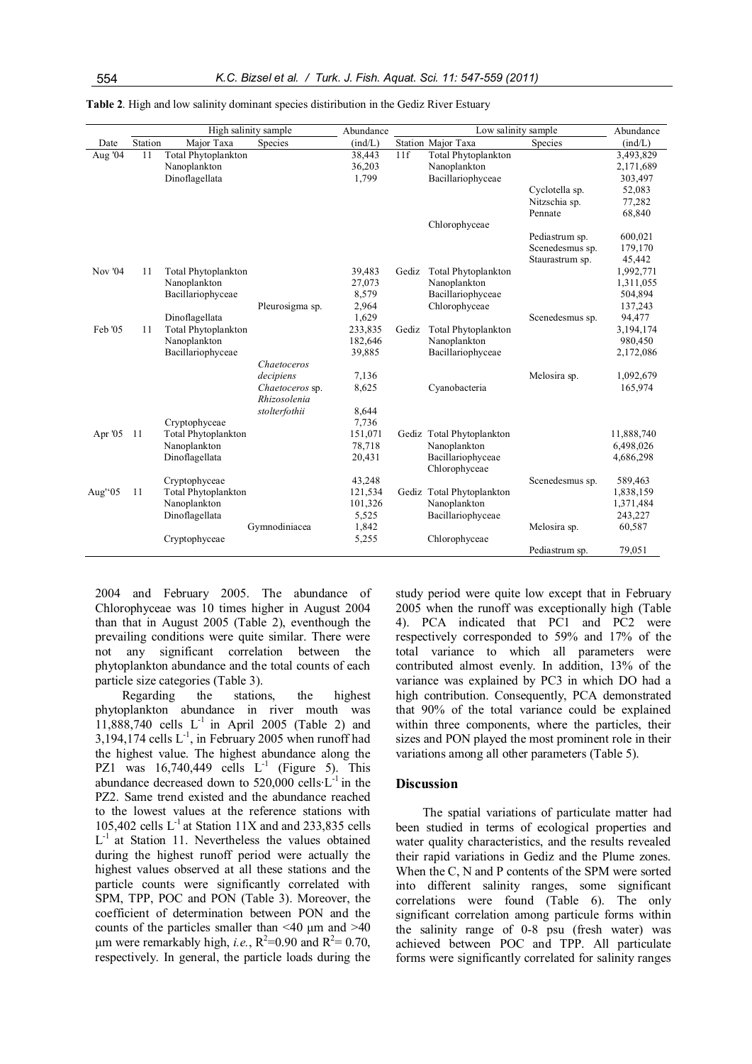**Table 2**. High and low salinity dominant species distirübution in the Gediz River Estuary

| Date | Station | High salinity sample Major Taxa | Species | Abundance (ind/L) | Station | Low salinity sample Major Taxa | Species | Abundance (ind/L) |
|---|---|---|---|---|---|---|---|---|
| Aug '04 | 11 | Total Phytoplankton | | 38,443 | 11f | Total Phytoplankton | | 3,493,829 |
| | | Nanoplankton | | 36,203 | | Nanoplankton | | 2,171,689 |
| | | Dinoflagellata | | 1,799 | | Bacillariophyceae | | 303,497 |
| | | | | | | | Cyclotella sp. | 52,083 |
| | | | | | | | Nitzschia sp. | 77,282 |
| | | | | | | | Pennate | 68,840 |
| | | | | | | Chlorophyceae | | |
| | | | | | | | Pediastrum sp. | 600,021 |
| | | | | | | | Scenedesmus sp. | 179,170 |
| | | | | | | | Staurastrum sp. | 45,442 |
| Nov '04 | 11 | Total Phytoplankton | | 39,483 | Gediz | Total Phytoplankton | | 1,992,771 |
| | | Nanoplankton | | 27,073 | | Nanoplankton | | 1,311,055 |
| | | Bacillariophyceae | | 8,579 | | Bacillariophyceae | | 504,894 |
| | | | Pleurosigma sp. | 2,964 | | Chlorophyceae | | 137,243 |
| | | Dinoflagellata | | 1,629 | | | Scenedesmus sp. | 94,477 |
| Feb '05 | 11 | Total Phytoplankton | | 233,835 | Gediz | Total Phytoplankton | | 3,194,174 |
| | | Nanoplankton | | 182,646 | | Nanoplankton | | 980,450 |
| | | Bacillariophyceae | | 39,885 | | Bacillariophyceae | | 2,172,086 |
| | | | *Chaetoceros decipiens* | 7,136 | | | Melosira sp. | 1,092,679 |
| | | | *Chaetoceros* sp. | 8,625 | | Cyanobacteria | | 165,974 |
| | | | *Rhizosolenia stolterfothii* | 8,644 | | | | |
| | | Cryptophyceae | | 7,736 | | | | |
| Apr '05 | 11 | Total Phytoplankton | | 151,071 | Gediz | Total Phytoplankton | | 11,888,740 |
| | | Nanoplankton | | 78,718 | | Nanoplankton | | 6,498,026 |
| | | Dinoflagellata | | 20,431 | | Bacillariophyceae | | 4,686,298 |
| | | | | | | Chlorophyceae | | |
| | | Cryptophyceae | | 43,248 | | | Scenedesmus sp. | 589,463 |
| Aug''05 | 11 | Total Phytoplankton | | 121,534 | Gediz | Total Phytoplankton | | 1,838,159 |
| | | Nanoplankton | | 101,326 | | Nanoplankton | | 1,371,484 |
| | | Dinoflagellata | | 5,525 | | Bacillariophyceae | | 243,227 |
| | | | Gymnodiniacea | 1,842 | | | Melosira sp. | 60,587 |
| | | Cryptophyceae | | 5,255 | | Chlorophyceae | | |
| | | | | | | | Pediastrum sp. | 79,051 |

2004 and February 2005. The abundance of Chlorophyceae was 10 times higher in August 2004 than that in August 2005 (Table 2), eventhough the prevailing conditions were quite similar. There were not any significant correlation between the phytoplankton abundance and the total counts of each particle size categories (Table 3).

Regarding the stations, the highest phytoplankton abundance in river mouth was 11,888,740 cells $L^{-1}$ in April 2005 (Table 2) and 3,194,174 cells $L^{-1}$, in February 2005 when runoff had the highest value. The highest abundance along the PZ1 was 16,740,449 cells $L^{-1}$ (Figure 5). This abundance decreased down to 520,000 cells·$L^{-1}$ in the PZ2. Same trend existed and the abundance reached to the lowest values at the reference stations with 105,402 cells $L^{-1}$ at Station 11X and and 233,835 cells $L^{-1}$ at Station 11. Nevertheless the values obtained during the highest runoff period were actually the highest values observed at all these stations and the particle counts were significantly correlated with SPM, TPP, POC and PON (Table 3). Moreover, the coefficient of determination between PON and the counts of the particles smaller than <40 µm and >40 µm were remarkably high, *i.e.*, $R^2$=0.90 and $R^2$= 0.70, respectively. In general, the particle loads during the study period were quite low except that in February 2005 when the runoff was exceptionally high (Table 4). PCA indicated that PC1 and PC2 were respectively corresponded to 59% and 17% of the total variance to which all parameters were contributed almost evenly. In addition, 13% of the variance was explained by PC3 in which DO had a high contribution. Consequently, PCA demonstrated that 90% of the total variance could be explained within three components, where the particles, their sizes and PON played the most prominent role in their variations among all other parameters (Table 5).

## Discussion

The spatial variations of particulate matter had been studied in terms of ecological properties and water quality characteristics, and the results revealed their rapid variations in Gediz and the Plume zones. When the C, N and P contents of the SPM were sorted into different salinity ranges, some significant correlations were found (Table 6). The only significant correlation among particule forms within the salinity range of 0-8 psu (fresh water) was achieved between POC and TPP. All particulate forms were significantly correlated for salinity ranges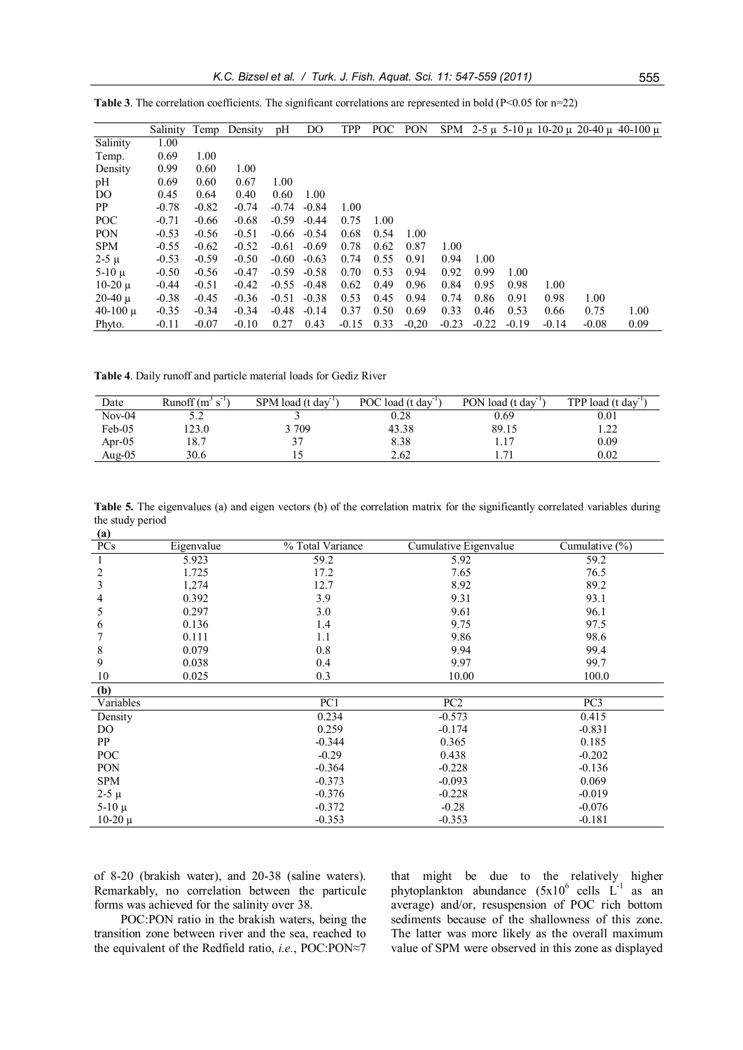**Table 3**. The correlation coefficients. The significant correlations are represented in bold (P<0.05 for n=22)

| | Salinity | Temp | Density | pH | DO | TPP | POC | PON | SPM | 2-5 μ | 5-10 μ | 10-20 μ | 20-40 μ | 40-100 μ |
|---|---|---|---|---|---|---|---|---|---|---|---|---|---|---|
| Salinity | 1.00 | | | | | | | | | | | | | |
| Temp. | 0.69 | 1.00 | | | | | | | | | | | | |
| Density | 0.99 | 0.60 | 1.00 | | | | | | | | | | | |
| pH | 0.69 | 0.60 | 0.67 | 1.00 | | | | | | | | | | |
| DO | 0.45 | 0.64 | 0.40 | 0.60 | 1.00 | | | | | | | | | |
| PP | -0.78 | -0.82 | -0.74 | -0.74 | -0.84 | 1.00 | | | | | | | | |
| POC | -0.71 | -0.66 | -0.68 | -0.59 | -0.44 | 0.75 | 1.00 | | | | | | | |
| PON | -0.53 | -0.56 | -0.51 | -0.66 | -0.54 | 0.68 | 0.54 | 1.00 | | | | | | |
| SPM | -0.55 | -0.62 | -0.52 | -0.61 | -0.69 | 0.78 | 0.62 | 0.87 | 1.00 | | | | | |
| 2-5 μ | -0.53 | -0.59 | -0.50 | -0.60 | -0.63 | 0.74 | 0.55 | 0.91 | 0.94 | 1.00 | | | | |
| 5-10 μ | -0.50 | -0.56 | -0.47 | -0.59 | -0.58 | 0.70 | 0.53 | 0.94 | 0.92 | 0.99 | 1.00 | | | |
| 10-20 μ | -0.44 | -0.51 | -0.42 | -0.55 | -0.48 | 0.62 | 0.49 | 0.96 | 0.84 | 0.95 | 0.98 | 1.00 | | |
| 20-40 μ | -0.38 | -0.45 | -0.36 | -0.51 | -0.38 | 0.53 | 0.45 | 0.94 | 0.74 | 0.86 | 0.91 | 0.98 | 1.00 | |
| 40-100 μ | -0.35 | -0.34 | -0.34 | -0.48 | -0.14 | 0.37 | 0.50 | 0.69 | 0.33 | 0.46 | 0.53 | 0.66 | 0.75 | 1.00 |
| Phyto. | -0.11 | -0.07 | -0.10 | 0.27 | 0.43 | -0.15 | 0.33 | -0,20 | -0.23 | -0.22 | -0.19 | -0.14 | -0.08 | 0.09 |

**Table 4**. Daily runoff and particle material loads for Gediz River

| Date | Runoff ($m^3 s^{-1}$) | SPM load (t $day^{-1}$) | POC load (t $day^{-1}$) | PON load (t $day^{-1}$) | TPP load (t $day^{-1}$) |
|---|---|---|---|---|---|
| Nov-04 | 5.2 | 3 | 0.28 | 0.69 | 0.01 |
| Feb-05 | 123.0 | 3 709 | 43.38 | 89.15 | 1.22 |
| Apr-05 | 18.7 | 37 | 8.38 | 1.17 | 0.09 |
| Aug-05 | 30.6 | 15 | 2.62 | 1.71 | 0.02 |

**Table 5.** The eigenvalues (a) and eigen vectors (b) of the correlation matrix for the significantly correlated variables during the study period

**(a)**

| PCs | Eigenvalue | % Total Variance | Cumulative Eigenvalue | Cumulative (%) |
|---|---|---|---|---|
| 1 | 5.923 | 59.2 | 5.92 | 59.2 |
| 2 | 1.725 | 17.2 | 7.65 | 76.5 |
| 3 | 1,274 | 12.7 | 8.92 | 89.2 |
| 4 | 0.392 | 3.9 | 9.31 | 93.1 |
| 5 | 0.297 | 3.0 | 9.61 | 96.1 |
| 6 | 0.136 | 1.4 | 9.75 | 97.5 |
| 7 | 0.111 | 1.1 | 9.86 | 98.6 |
| 8 | 0.079 | 0.8 | 9.94 | 99.4 |
| 9 | 0.038 | 0.4 | 9.97 | 99.7 |
| 10 | 0.025 | 0.3 | 10.00 | 100.0 |

**(b)**

| Variables | PC1 | PC2 | PC3 |
|---|---|---|---|
| Density | 0.234 | -0.573 | 0.415 |
| DO | 0.259 | -0.174 | -0.831 |
| PP | -0.344 | 0.365 | 0.185 |
| POC | -0.29 | 0.438 | -0.202 |
| PON | -0.364 | -0.228 | -0.136 |
| SPM | -0.373 | -0.093 | 0.069 |
| 2-5 μ | -0.376 | -0.228 | -0.019 |
| 5-10 μ | -0.372 | -0.28 | -0.076 |
| 10-20 μ | -0.353 | -0.353 | -0.181 |

of 8-20 (brakish water), and 20-38 (saline waters). Remarkably, no correlation between the particule forms was achieved for the salinity over 38.

POC:PON ratio in the brakish waters, being the transition zone between river and the sea, reached to the equivalent of the Redfield ratio, *i.e.*, POC:PON≈7 that might be due to the relatively higher phytoplankton abundance ($5x10^6$ cells $L^{-1}$ as an average) and/or, resuspension of POC rich bottom sediments because of the shallowness of this zone. The latter was more likely as the overall maximum value of SPM were observed in this zone as displayed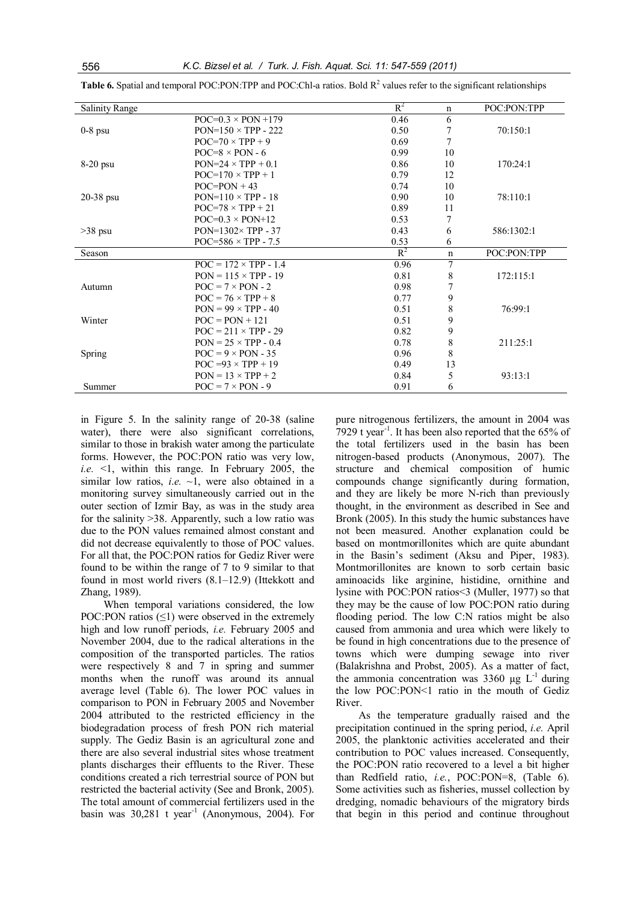**Table 6.** Spatial and temporal POC:PON:TPP and POC:Chl-a ratios. Bold $R^2$ values refer to the significant relationships

| Salinity Range | | $R^2$ | n | POC:PON:TPP |
|---|---|---|---|---|
| 0-8 psu | POC=0.3 × PON +179 | 0.46 | 6 | 70:150:1 |
| | PON=150 × TPP - 222 | 0.50 | 7 | |
| | POC=70 × TPP + 9 | 0.69 | 7 | |
| 8-20 psu | POC=8 × PON - 6 | 0.99 | 10 | 170:24:1 |
| | PON=24 × TPP + 0.1 | 0.86 | 10 | |
| | POC=170 × TPP + 1 | 0.79 | 12 | |
| 20-38 psu | POC=PON + 43 | 0.74 | 10 | 78:110:1 |
| | PON=110 × TPP - 18 | 0.90 | 10 | |
| | POC=78 × TPP + 21 | 0.89 | 11 | |
| >38 psu | POC=0.3 × PON+12 | 0.53 | 7 | 586:1302:1 |
| | PON=1302× TPP - 37 | 0.43 | 6 | |
| | POC=586 × TPP - 7.5 | 0.53 | 6 | |
| **Season** | | $R^2$ | n | POC:PON:TPP |
| Autumn | POC = 172 × TPP - 1.4 | 0.96 | 7 | 172:115:1 |
| | PON = 115 × TPP - 19 | 0.81 | 8 | |
| | POC = 7 × PON - 2 | 0.98 | 7 | |
| Winter | POC = 76 × TPP + 8 | 0.77 | 9 | 76:99:1 |
| | PON = 99 × TPP - 40 | 0.51 | 8 | |
| | POC = PON + 121 | 0.51 | 9 | |
| Spring | POC = 211 × TPP - 29 | 0.82 | 9 | 211:25:1 |
| | PON = 25 × TPP - 0.4 | 0.78 | 8 | |
| | POC = 9 × PON - 35 | 0.96 | 8 | |
| Summer | POC =93 × TPP + 19 | 0.49 | 13 | 93:13:1 |
| | PON = 13 × TPP + 2 | 0.84 | 5 | |
| | POC = 7 × PON - 9 | 0.91 | 6 | |

in Figure 5. In the salinity range of 20-38 (saline water), there were also significant correlations, similar to those in brakish water among the particulate forms. However, the POC:PON ratio was very low, *i.e.* <1, within this range. In February 2005, the similar low ratios, *i.e.* ~1, were also obtained in a monitoring survey simultaneously carried out in the outer section of Izmir Bay, as was in the study area for the salinity >38. Apparently, such a low ratio was due to the PON values remained almost constant and did not decrease equivalently to those of POC values. For all that, the POC:PON ratios for Gediz River were found to be within the range of 7 to 9 similar to that found in most world rivers (8.1–12.9) (Ittekkott and Zhang, 1989).

When temporal variations considered, the low POC:PON ratios (≤1) were observed in the extremely high and low runoff periods, *i.e.* February 2005 and November 2004, due to the radical alterations in the composition of the transported particles. The ratios were respectively 8 and 7 in spring and summer months when the runoff was around its annual average level (Table 6). The lower POC values in comparison to PON in February 2005 and November 2004 attributed to the restricted efficiency in the biodegradation process of fresh PON rich material supply. The Gediz Basin is an agricultural zone and there are also several industrial sites whose treatment plants discharges their effluents to the River. These conditions created a rich terrestrial source of PON but restricted the bacterial activity (See and Bronk, 2005). The total amount of commercial fertilizers used in the basin was 30,281 t year$^{-1}$ (Anonymous, 2004). For pure nitrogenous fertilizers, the amount in 2004 was 7929 t year$^{-1}$. It has been also reported that the 65% of the total fertilizers used in the basin has been nitrogen-based products (Anonymous, 2007). The structure and chemical composition of humic compounds change significantly during formation, and they are likely be more N-rich than previously thought, in the environment as described in See and Bronk (2005). In this study the humic substances have not been measured. Another explanation could be based on montmorillonites which are quite abundant in the Basin's sediment (Aksu and Piper, 1983). Montmorillonites are known to sorb certain basic aminoacids like arginine, histidine, ornithine and lysine with POC:PON ratios<3 (Muller, 1977) so that they may be the cause of low POC:PON ratio during flooding period. The low C:N ratios might be also caused from ammonia and urea which were likely to be found in high concentrations due to the presence of towns which were dumping sewage into river (Balakrishna and Probst, 2005). As a matter of fact, the ammonia concentration was 3360 μg L$^{-1}$ during the low POC:PON<1 ratio in the mouth of Gediz River.

As the temperature gradually raised and the precipitation continued in the spring period, *i.e.* April 2005, the planktonic activities accelerated and their contribution to POC values increased. Consequently, the POC:PON ratio recovered to a level a bit higher than Redfield ratio, *i.e.*, POC:PON=8, (Table 6). Some activities such as fisheries, mussel collection by dredging, nomadic behaviours of the migratory birds that begin in this period and continue throughout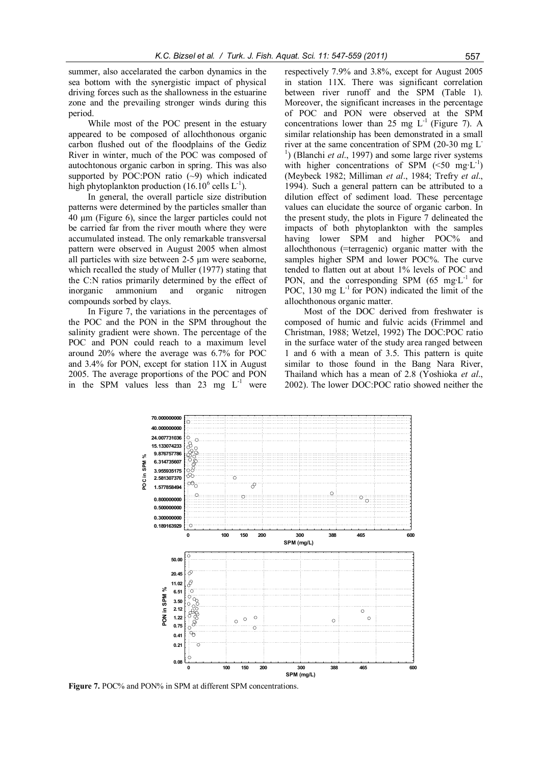summer, also accelarated the carbon dynamics in the sea bottom with the synergistic impact of physical driving forces such as the shallowness in the estuarine zone and the prevailing stronger winds during this period.

While most of the POC present in the estuary appeared to be composed of allochthonous organic carbon flushed out of the floodplains of the Gediz River in winter, much of the POC was composed of autochtonous organic carbon in spring. This was also supported by POC:PON ratio (~9) which indicated high phytoplankton production ($16.10^6$ cells $L^{-1}$).

In general, the overall particle size distribution patterns were determined by the particles smaller than 40 µm (Figure 6), since the larger particles could not be carried far from the river mouth where they were accumulated instead. The only remarkable transversal pattern were observed in August 2005 when almost all particles with size between 2-5 µm were seaborne, which recalled the study of Muller (1977) stating that the C:N ratios primarily determined by the effect of inorganic ammonium and organic nitrogen compounds sorbed by clays.

In Figure 7, the variations in the percentages of the POC and the PON in the SPM throughout the salinity gradient were shown. The percentage of the POC and PON could reach to a maximum level around 20% where the average was 6.7% for POC and 3.4% for PON, except for station 11X in August 2005. The average proportions of the POC and PON in the SPM values less than 23 mg $L^{-1}$ were respectively 7.9% and 3.8%, except for August 2005 in station 11X. There was significant correlation between river runoff and the SPM (Table 1). Moreover, the significant increases in the percentage of POC and PON were observed at the SPM concentrations lower than 25 mg $L^{-1}$ (Figure 7). A similar relationship has been demonstrated in a small river at the same concentration of SPM (20-30 mg $L^{-1}$) (Blanchi *et al*., 1997) and some large river systems with higher concentrations of SPM (<50 mg·$L^{-1}$) (Meybeck 1982; Milliman *et al*., 1984; Trefry *et al*., 1994). Such a general pattern can be attributed to a dilution effect of sediment load. These percentage values can elucidate the source of organic carbon. In the present study, the plots in Figure 7 delineated the impacts of both phytoplankton with the samples having lower SPM and higher POC% and allochthonous (=terragenic) organic matter with the samples higher SPM and lower POC%. The curve tended to flatten out at about 1% levels of POC and PON, and the corresponding SPM (65 mg·$L^{-1}$ for POC, 130 mg $L^{-1}$ for PON) indicated the limit of the allochthonous organic matter.

Most of the DOC derived from freshwater is composed of humic and fulvic acids (Frimmel and Christman, 1988; Wetzel, 1992) The DOC:POC ratio in the surface water of the study area ranged between 1 and 6 with a mean of 3.5. This pattern is quite similar to those found in the Bang Nara River, Thailand which has a mean of 2.8 (Yoshioka *et al*., 2002). The lower DOC:POC ratio showed neither the

**Figure 7.** POC% and PON% in SPM at different SPM concentrations.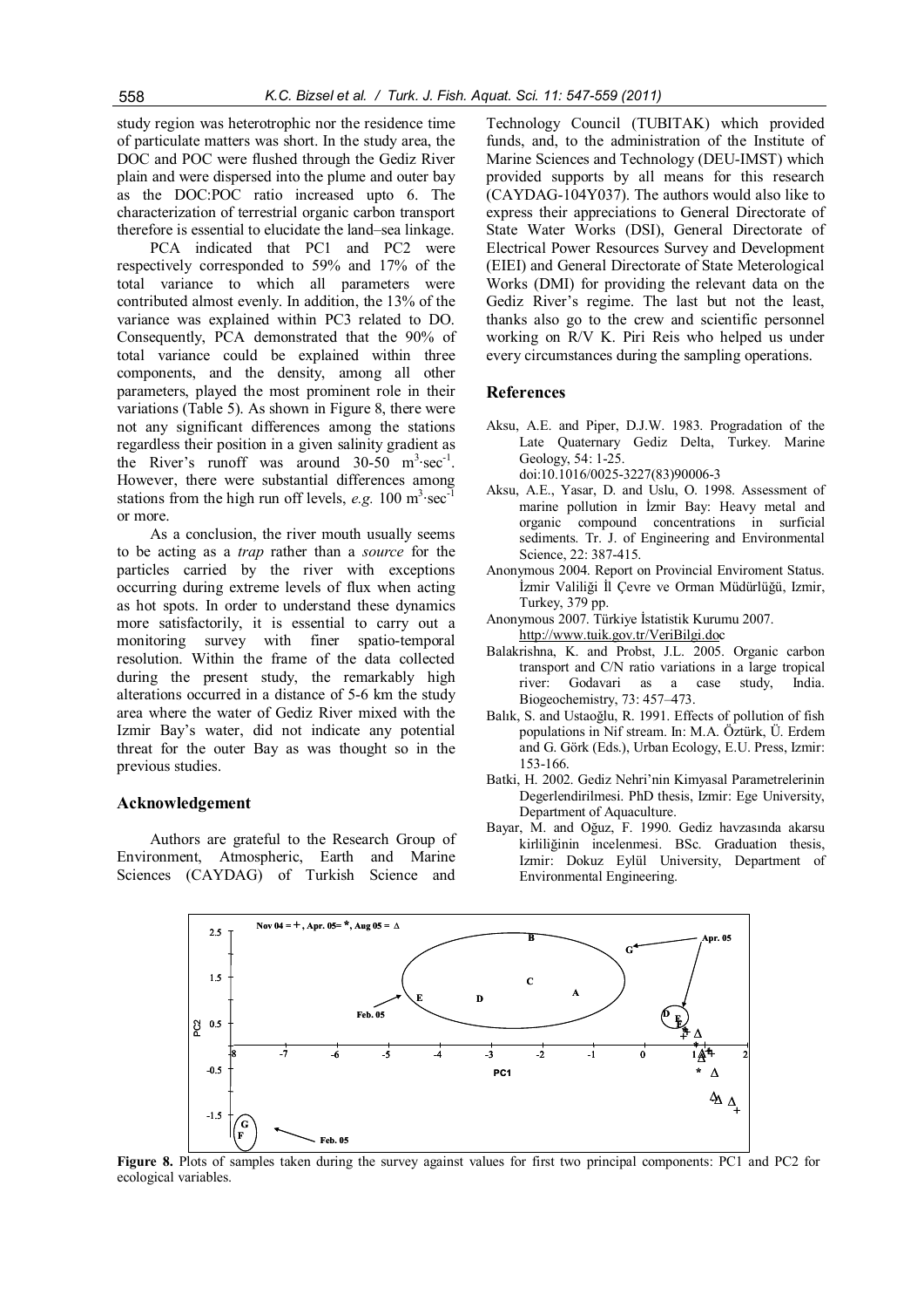study region was heterotrophic nor the residence time of particulate matters was short. In the study area, the DOC and POC were flushed through the Gediz River plain and were dispersed into the plume and outer bay as the DOC:POC ratio increased upto 6. The characterization of terrestrial organic carbon transport therefore is essential to elucidate the land–sea linkage.

PCA indicated that PC1 and PC2 were respectively corresponded to 59% and 17% of the total variance to which all parameters were contributed almost evenly. In addition, the 13% of the variance was explained within PC3 related to DO. Consequently, PCA demonstrated that the 90% of total variance could be explained within three components, and the density, among all other parameters, played the most prominent role in their variations (Table 5). As shown in Figure 8, there were not any significant differences among the stations regardless their position in a given salinity gradient as the River's runoff was around 30-50 $m^3 \cdot sec^{-1}$. However, there were substantial differences among stations from the high run off levels, *e.g.* 100 $m^3 \cdot sec^{-1}$ or more.

As a conclusion, the river mouth usually seems to be acting as a *trap* rather than a *source* for the particles carried by the river with exceptions occurring during extreme levels of flux when acting as hot spots. In order to understand these dynamics more satisfactorily, it is essential to carry out a monitoring survey with finer spatio-temporal resolution. Within the frame of the data collected during the present study, the remarkably high alterations occurred in a distance of 5-6 km the study area where the water of Gediz River mixed with the Izmir Bay's water, did not indicate any potential threat for the outer Bay as was thought so in the previous studies.

## Acknowledgement

Authors are grateful to the Research Group of Environment, Atmospheric, Earth and Marine Sciences (CAYDAG) of Turkish Science and Technology Council (TUBITAK) which provided funds, and, to the administration of the Institute of Marine Sciences and Technology (DEU-IMST) which provided supports by all means for this research (CAYDAG-104Y037). The authors would also like to express their appreciations to General Directorate of State Water Works (DSI), General Directorate of Electrical Power Resources Survey and Development (EIEI) and General Directorate of State Meterological Works (DMI) for providing the relevant data on the Gediz River's regime. The last but not the least, thanks also go to the crew and scientific personnel working on R/V K. Piri Reis who helped us under every circumstances during the sampling operations.

## References

Aksu, A.E. and Piper, D.J.W. 1983. Progradation of the Late Quaternary Gediz Delta, Turkey. Marine Geology, 54: 1-25. doi:10.1016/0025-3227(83)90006-3

Aksu, A.E., Yasar, D. and Uslu, O. 1998. Assessment of marine pollution in İzmir Bay: Heavy metal and organic compound concentrations in surficial sediments. Tr. J. of Engineering and Environmental Science, 22: 387-415.

Anonymous 2004. Report on Provincial Enviroment Status. İzmir Valiliği İl Çevre ve Orman Müdürlüğü, Izmir, Turkey, 379 pp.

Anonymous 2007. Türkiye İstatistik Kurumu 2007. http://www.tuik.gov.tr/VeriBilgi.doc

Balakrishna, K. and Probst, J.L. 2005. Organic carbon transport and C/N ratio variations in a large tropical river: Godavari as a case study, India. Biogeochemistry, 73: 457–473.

Balık, S. and Ustaoğlu, R. 1991. Effects of pollution of fish populations in Nif stream. In: M.A. Öztürk, Ü. Erdem and G. Görk (Eds.), Urban Ecology, E.U. Press, Izmir: 153-166.

Batki, H. 2002. Gediz Nehri'nin Kimyasal Parametrelerinin Degerlendirilmesi. PhD thesis, Izmir: Ege University, Department of Aquaculture.

Bayar, M. and Oğuz, F. 1990. Gediz havzasında akarsu kirliliğinin incelenmesi. BSc. Graduation thesis, Izmir: Dokuz Eylül University, Department of Environmental Engineering.

**Figure 8.** Plots of samples taken during the survey against values for first two principal components: PC1 and PC2 for ecological variables.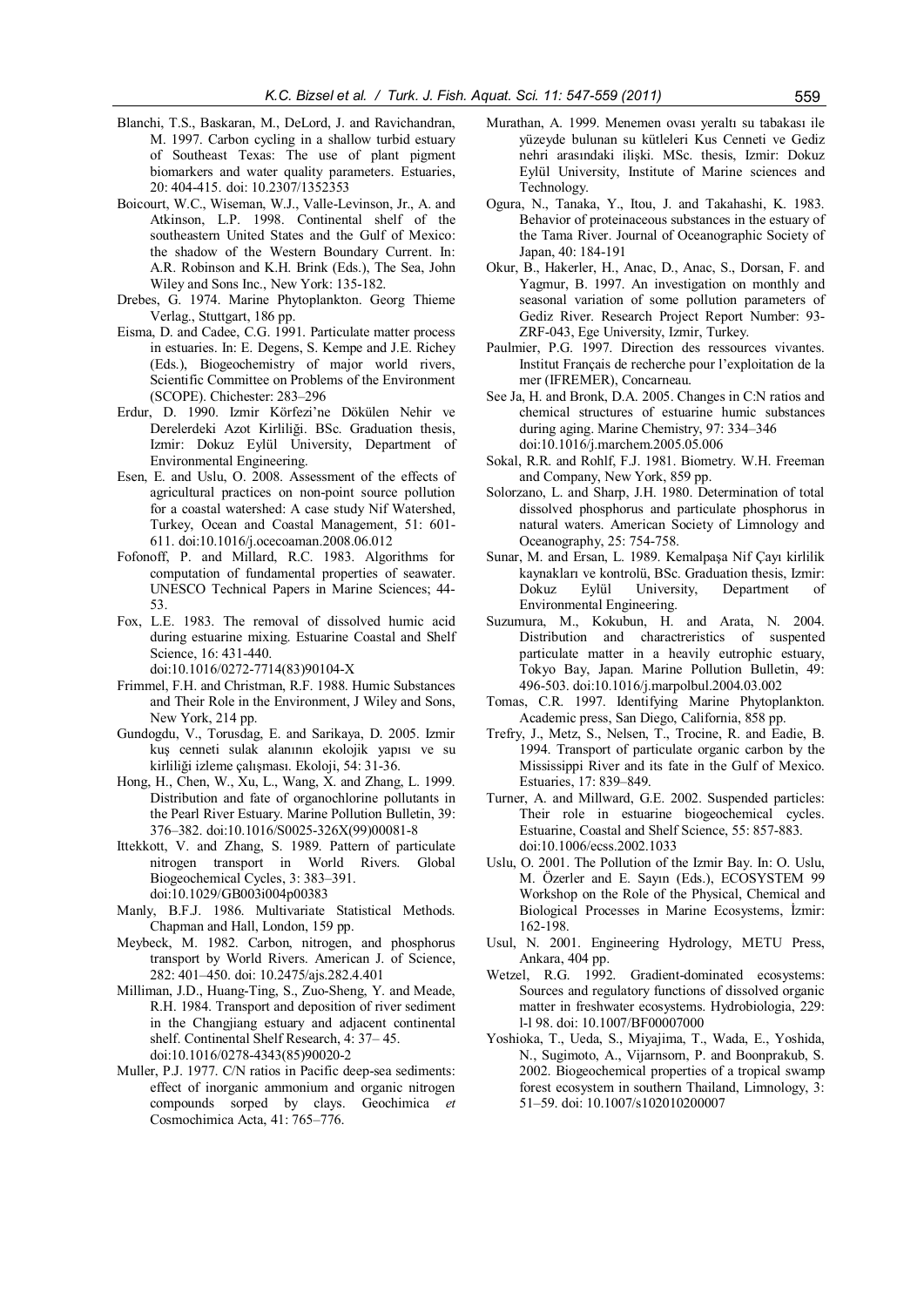Blanchi, T.S., Baskaran, M., DeLord, J. and Ravichandran, M. 1997. Carbon cycling in a shallow turbid estuary of Southeast Texas: The use of plant pigment biomarkers and water quality parameters. Estuaries, 20: 404-415. doi: 10.2307/1352353

Boicourt, W.C., Wiseman, W.J., Valle-Levinson, Jr., A. and Atkinson, L.P. 1998. Continental shelf of the southeastern United States and the Gulf of Mexico: the shadow of the Western Boundary Current. In: A.R. Robinson and K.H. Brink (Eds.), The Sea, John Wiley and Sons Inc., New York: 135-182.

Drebes, G. 1974. Marine Phytoplankton. Georg Thieme Verlag., Stuttgart, 186 pp.

Eisma, D. and Cadee, C.G. 1991. Particulate matter process in estuaries. In: E. Degens, S. Kempe and J.E. Richey (Eds.), Biogeochemistry of major world rivers, Scientific Committee on Problems of the Environment (SCOPE). Chichester: 283–296

Erdur, D. 1990. Izmir Körfezi'ne Dökülen Nehir ve Derelerdeki Azot Kirliliği. BSc. Graduation thesis, Izmir: Dokuz Eylül University, Department of Environmental Engineering.

Esen, E. and Uslu, O. 2008. Assessment of the effects of agricultural practices on non-point source pollution for a coastal watershed: A case study Nif Watershed, Turkey, Ocean and Coastal Management, 51: 601-611. doi:10.1016/j.ocecoaman.2008.06.012

Fofonoff, P. and Millard, R.C. 1983. Algorithms for computation of fundamental properties of seawater. UNESCO Technical Papers in Marine Sciences; 44-53.

Fox, L.E. 1983. The removal of dissolved humic acid during estuarine mixing. Estuarine Coastal and Shelf Science, 16: 431-440. doi:10.1016/0272-7714(83)90104-X

Frimmel, F.H. and Christman, R.F. 1988. Humic Substances and Their Role in the Environment, J Wiley and Sons, New York, 214 pp.

Gundogdu, V., Torusdag, E. and Sarikaya, D. 2005. Izmir kuş cenneti sulak alanının ekolojik yapısı ve su kirliliği izleme çalışması. Ekoloji, 54: 31-36.

Hong, H., Chen, W., Xu, L., Wang, X. and Zhang, L. 1999. Distribution and fate of organochlorine pollutants in the Pearl River Estuary. Marine Pollution Bulletin, 39: 376–382. doi:10.1016/S0025-326X(99)00081-8

Ittekkott, V. and Zhang, S. 1989. Pattern of particulate nitrogen transport in World Rivers. Global Biogeochemical Cycles, 3: 383–391. doi:10.1029/GB003i004p00383

Manly, B.F.J. 1986. Multivariate Statistical Methods. Chapman and Hall, London, 159 pp.

Meybeck, M. 1982. Carbon, nitrogen, and phosphorus transport by World Rivers. American J. of Science, 282: 401–450. doi: 10.2475/ajs.282.4.401

Milliman, J.D., Huang-Ting, S., Zuo-Sheng, Y. and Meade, R.H. 1984. Transport and deposition of river sediment in the Changjiang estuary and adjacent continental shelf. Continental Shelf Research, 4: 37– 45. doi:10.1016/0278-4343(85)90020-2

Muller, P.J. 1977. C/N ratios in Pacific deep-sea sediments: effect of inorganic ammonium and organic nitrogen compounds sorped by clays. Geochimica *et* Cosmochimica Acta, 41: 765–776.

Murathan, A. 1999. Menemen ovası yeraltı su tabakası ile yüzeyde bulunan su kütleleri Kus Cenneti ve Gediz nehri arasındaki ilişki. MSc. thesis, Izmir: Dokuz Eylül University, Institute of Marine sciences and Technology.

Ogura, N., Tanaka, Y., Itou, J. and Takahashi, K. 1983. Behavior of proteinaceous substances in the estuary of the Tama River. Journal of Oceanographic Society of Japan, 40: 184-191

Okur, B., Hakerler, H., Anac, D., Anac, S., Dorsan, F. and Yagmur, B. 1997. An investigation on monthly and seasonal variation of some pollution parameters of Gediz River. Research Project Report Number: 93-ZRF-043, Ege University, Izmir, Turkey.

Paulmier, P.G. 1997. Direction des ressources vivantes. Institut Français de recherche pour l'exploitation de la mer (IFREMER), Concarneau.

See Ja, H. and Bronk, D.A. 2005. Changes in C:N ratios and chemical structures of estuarine humic substances during aging. Marine Chemistry, 97: 334–346 doi:10.1016/j.marchem.2005.05.006

Sokal, R.R. and Rohlf, F.J. 1981. Biometry. W.H. Freeman and Company, New York, 859 pp.

Solorzano, L. and Sharp, J.H. 1980. Determination of total dissolved phosphorus and particulate phosphorus in natural waters. American Society of Limnology and Oceanography, 25: 754-758.

Sunar, M. and Ersan, L. 1989. Kemalpaşa Nif Çayı kirlilik kaynakları ve kontrolü, BSc. Graduation thesis, Izmir: Dokuz Eylül University, Department of Environmental Engineering.

Suzumura, M., Kokubun, H. and Arata, N. 2004. Distribution and charactreristics of suspented particulate matter in a heavily eutrophic estuary, Tokyo Bay, Japan. Marine Pollution Bulletin, 49: 496-503. doi:10.1016/j.marpolbul.2004.03.002

Tomas, C.R. 1997. Identifying Marine Phytoplankton. Academic press, San Diego, California, 858 pp.

Trefry, J., Metz, S., Nelsen, T., Trocine, R. and Eadie, B. 1994. Transport of particulate organic carbon by the Mississippi River and its fate in the Gulf of Mexico. Estuaries, 17: 839–849.

Turner, A. and Millward, G.E. 2002. Suspended particles: Their role in estuarine biogeochemical cycles. Estuarine, Coastal and Shelf Science, 55: 857-883. doi:10.1006/ecss.2002.1033

Uslu, O. 2001. The Pollution of the Izmir Bay. In: O. Uslu, M. Özerler and E. Sayın (Eds.), ECOSYSTEM 99 Workshop on the Role of the Physical, Chemical and Biological Processes in Marine Ecosystems, İzmir: 162-198.

Usul, N. 2001. Engineering Hydrology, METU Press, Ankara, 404 pp.

Wetzel, R.G. 1992. Gradient-dominated ecosystems: Sources and regulatory functions of dissolved organic matter in freshwater ecosystems. Hydrobiologia, 229: l-l 98. doi: 10.1007/BF00007000

Yoshioka, T., Ueda, S., Miyajima, T., Wada, E., Yoshida, N., Sugimoto, A., Vijarnsorn, P. and Boonprakub, S. 2002. Biogeochemical properties of a tropical swamp forest ecosystem in southern Thailand, Limnology, 3: 51–59. doi: 10.1007/s102010200007